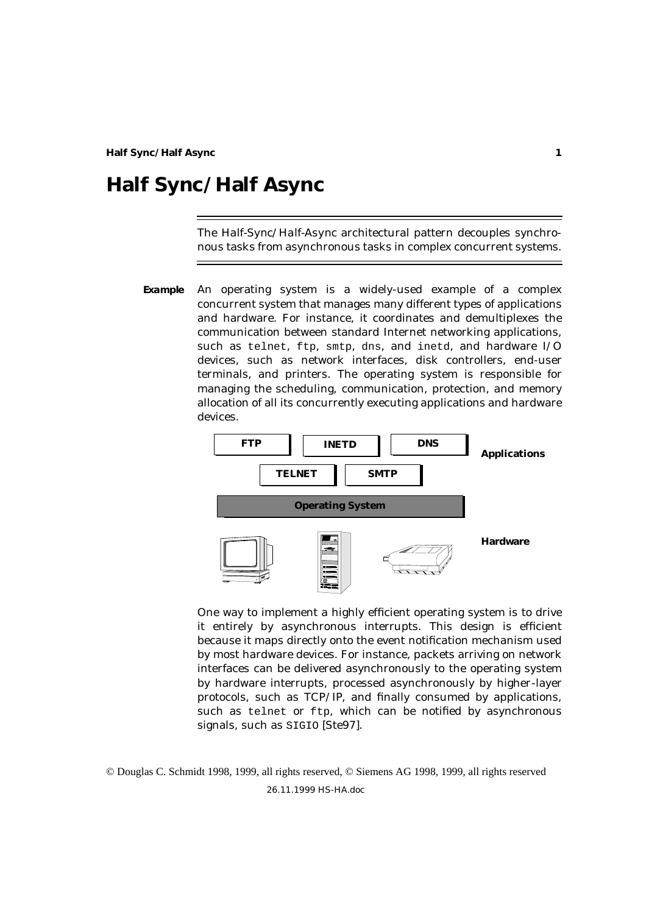# Half Sync/Half Async

The Half-Sync/Half-Async architectural pattern decouples synchronous tasks from asynchronous tasks in complex concurrent systems.

**Example** An operating system is a widely-used example of a complex concurrent system that manages many different types of applications and hardware. For instance, it coordinates and demultiplexes the communication between standard Internet networking applications, such as `telnet`, `ftp`, `smtp`, `dns`, and `inetd`, and hardware I/O devices, such as network interfaces, disk controllers, end-user terminals, and printers. The operating system is responsible for managing the scheduling, communication, protection, and memory allocation of all its concurrently executing applications and hardware devices.

FTP INETD DNS **Applications**

TELNET SMTP

Operating System

**Hardware**

One way to implement a highly efficient operating system is to drive it entirely by asynchronous interrupts. This design is efficient because it maps directly onto the event notification mechanism used by most hardware devices. For instance, packets arriving on network interfaces can be delivered asynchronously to the operating system by hardware interrupts, processed asynchronously by higher-layer protocols, such as TCP/IP, and finally consumed by applications, such as `telnet` or `ftp`, which can be notified by asynchronous signals, such as `SIGIO` [Ste97].

© Douglas C. Schmidt 1998, 1999, all rights reserved, © Siemens AG 1998, 1999, all rights reserved

26.11.1999 HS-HA.doc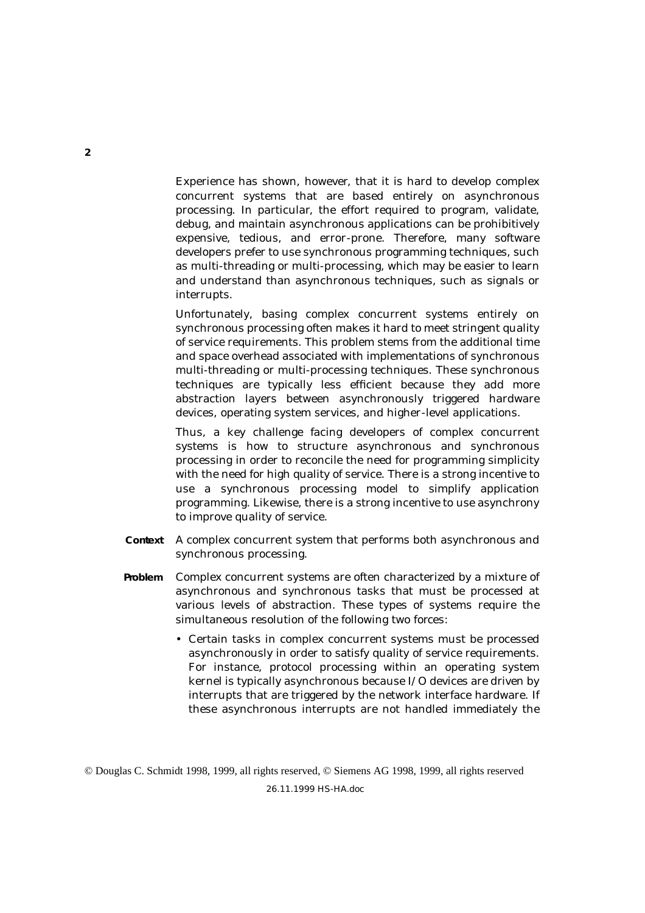Experience has shown, however, that it is hard to develop complex concurrent systems that are based entirely on asynchronous processing. In particular, the effort required to program, validate, debug, and maintain asynchronous applications can be prohibitively expensive, tedious, and error-prone. Therefore, many software developers prefer to use synchronous programming techniques, such as multi-threading or multi-processing, which may be easier to learn and understand than asynchronous techniques, such as signals or interrupts.

Unfortunately, basing complex concurrent systems entirely on synchronous processing often makes it hard to meet stringent quality of service requirements. This problem stems from the additional time and space overhead associated with implementations of synchronous multi-threading or multi-processing techniques. These synchronous techniques are typically less efficient because they add more abstraction layers between asynchronously triggered hardware devices, operating system services, and higher-level applications.

Thus, a key challenge facing developers of complex concurrent systems is how to structure asynchronous and synchronous processing in order to reconcile the need for programming simplicity with the need for high quality of service. There is a strong incentive to use a synchronous processing model to simplify application programming. Likewise, there is a strong incentive to use asynchrony to improve quality of service.

**Context** A complex concurrent system that performs both asynchronous and synchronous processing.

**Problem** Complex concurrent systems are often characterized by a mixture of asynchronous and synchronous tasks that must be processed at various levels of abstraction. These types of systems require the simultaneous resolution of the following two forces:

- Certain tasks in complex concurrent systems must be processed asynchronously in order to satisfy quality of service requirements. For instance, protocol processing within an operating system kernel is typically asynchronous because I/O devices are driven by interrupts that are triggered by the network interface hardware. If these asynchronous interrupts are not handled immediately the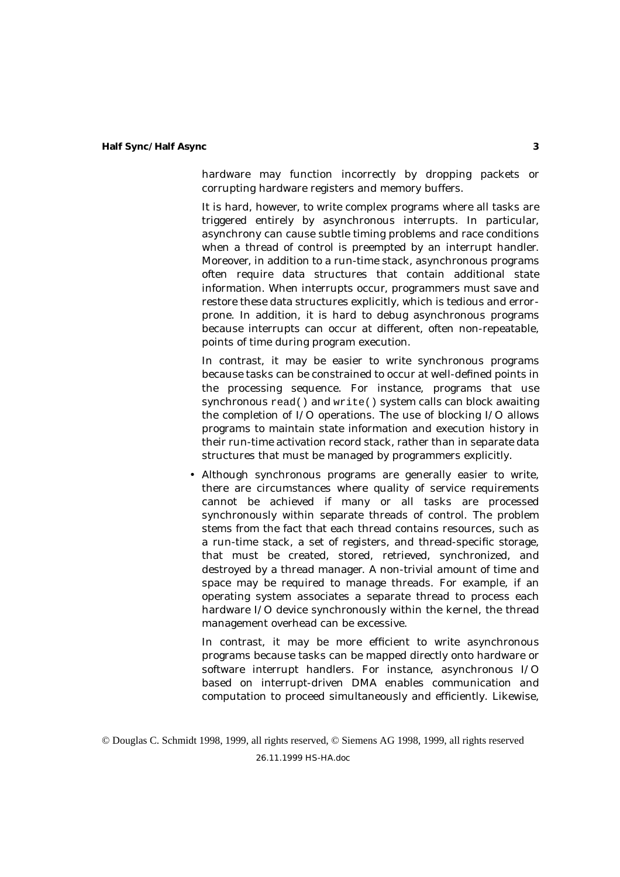hardware may function incorrectly by dropping packets or corrupting hardware registers and memory buffers.

It is hard, however, to write complex programs where all tasks are triggered entirely by asynchronous interrupts. In particular, asynchrony can cause subtle timing problems and race conditions when a thread of control is preempted by an interrupt handler. Moreover, in addition to a run-time stack, asynchronous programs often require data structures that contain additional state information. When interrupts occur, programmers must save and restore these data structures explicitly, which is tedious and error-prone. In addition, it is hard to debug asynchronous programs because interrupts can occur at different, often non-repeatable, points of time during program execution.

In contrast, it may be easier to write synchronous programs because tasks can be constrained to occur at well-defined points in the processing sequence. For instance, programs that use synchronous `read()` and `write()` system calls can block awaiting the completion of I/O operations. The use of blocking I/O allows programs to maintain state information and execution history in their run-time activation record stack, rather than in separate data structures that must be managed by programmers explicitly.

- Although synchronous programs are generally easier to write, there are circumstances where quality of service requirements cannot be achieved if many or all tasks are processed synchronously within separate threads of control. The problem stems from the fact that each thread contains resources, such as a run-time stack, a set of registers, and thread-specific storage, that must be created, stored, retrieved, synchronized, and destroyed by a thread manager. A non-trivial amount of time and space may be required to manage threads. For example, if an operating system associates a separate thread to process each hardware I/O device synchronously within the kernel, the thread management overhead can be excessive.

  In contrast, it may be more efficient to write asynchronous programs because tasks can be mapped directly onto hardware or software interrupt handlers. For instance, asynchronous I/O based on interrupt-driven DMA enables communication and computation to proceed simultaneously and efficiently. Likewise,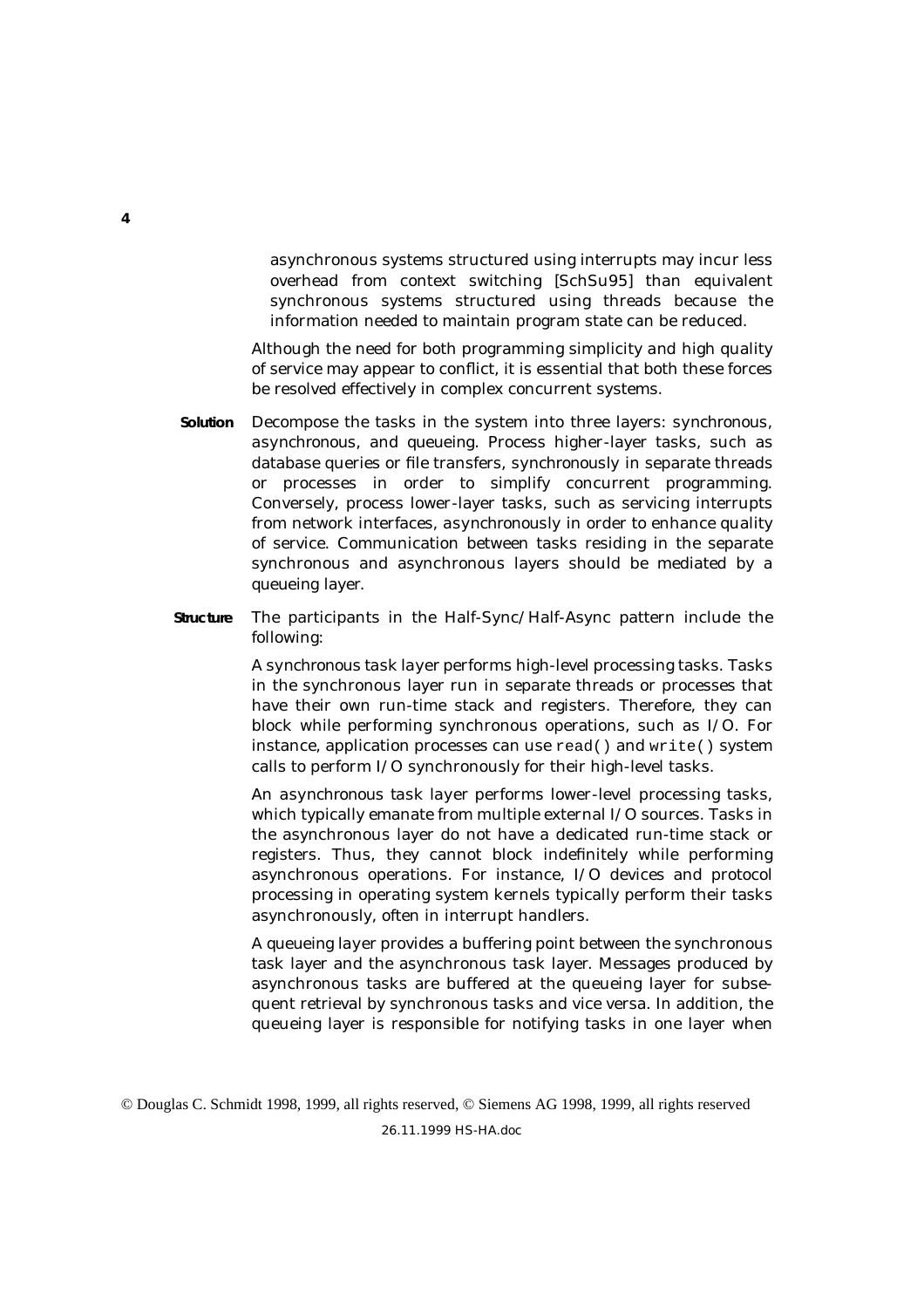asynchronous systems structured using interrupts may incur less overhead from context switching [SchSu95] than equivalent synchronous systems structured using threads because the information needed to maintain program state can be reduced.

Although the need for both programming simplicity and high quality of service may appear to conflict, it is essential that both these forces be resolved effectively in complex concurrent systems.

**Solution** Decompose the tasks in the system into three layers: synchronous, asynchronous, and queueing. Process higher-layer tasks, such as database queries or file transfers, synchronously in separate threads or processes in order to simplify concurrent programming. Conversely, process lower-layer tasks, such as servicing interrupts from network interfaces, asynchronously in order to enhance quality of service. Communication between tasks residing in the separate synchronous and asynchronous layers should be mediated by a queueing layer.

**Structure** The participants in the Half-Sync/Half-Async pattern include the following:

A *synchronous task layer* performs high-level processing tasks. Tasks in the synchronous layer run in separate threads or processes that have their own run-time stack and registers. Therefore, they can block while performing synchronous operations, such as I/O. For instance, application processes can use `read()` and `write()` system calls to perform I/O synchronously for their high-level tasks.

An *asynchronous task layer* performs lower-level processing tasks, which typically emanate from multiple external I/O sources. Tasks in the asynchronous layer do not have a dedicated run-time stack or registers. Thus, they cannot block indefinitely while performing asynchronous operations. For instance, I/O devices and protocol processing in operating system kernels typically perform their tasks asynchronously, often in interrupt handlers.

A *queueing layer* provides a buffering point between the synchronous task layer and the asynchronous task layer. Messages produced by asynchronous tasks are buffered at the queueing layer for subsequent retrieval by synchronous tasks and vice versa. In addition, the queueing layer is responsible for notifying tasks in one layer when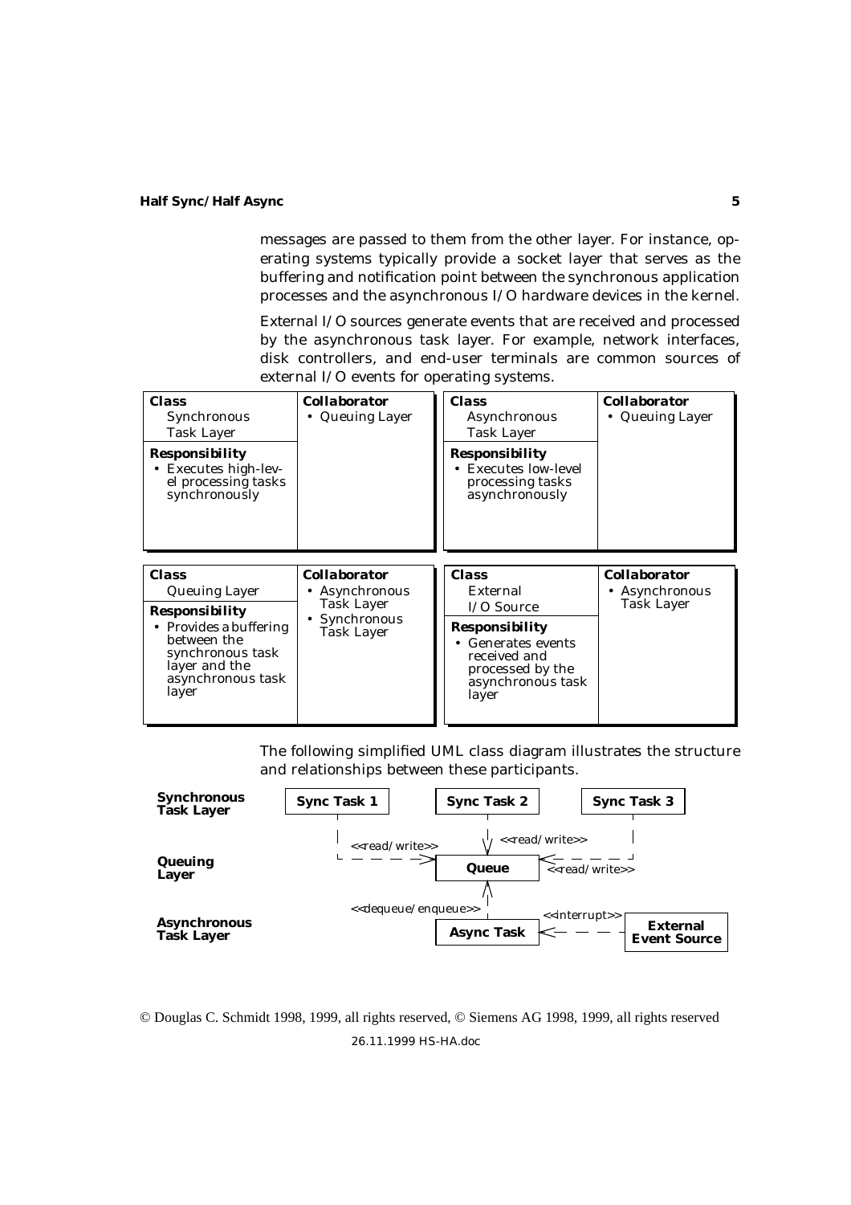messages are passed to them from the other layer. For instance, operating systems typically provide a socket layer that serves as the buffering and notification point between the synchronous application processes and the asynchronous I/O hardware devices in the kernel.

External I/O sources generate events that are received and processed by the asynchronous task layer. For example, network interfaces, disk controllers, and end-user terminals are common sources of external I/O events for operating systems.

| **Class** Synchronous Task Layer | **Collaborator** |
|---|---|
| **Responsibility** • Executes high-level processing tasks synchronously | • Queuing Layer |

| **Class** Asynchronous Task Layer | **Collaborator** |
|---|---|
| **Responsibility** • Executes low-level processing tasks asynchronously | • Queuing Layer |

| **Class** Queuing Layer | **Collaborator** |
|---|---|
| **Responsibility** • Provides a buffering between the synchronous task layer and the asynchronous task layer | • Asynchronous Task Layer • Synchronous Task Layer |

| **Class** External I/O Source | **Collaborator** |
|---|---|
| **Responsibility** • Generates events received and processed by the asynchronous task layer | • Asynchronous Task Layer |

The following simplified UML class diagram illustrates the structure and relationships between these participants.

**Synchronous Task Layer**: Sync Task 1, Sync Task 2, Sync Task 3 — each <<read/write>> → Queue

**Queuing Layer**: Queue

**Asynchronous Task Layer**: Async Task <<dequeue/enqueue>> → Queue; External Event Source <<interrupt>> → Async Task

© Douglas C. Schmidt 1998, 1999, all rights reserved, © Siemens AG 1998, 1999, all rights reserved
26.11.1999 HS-HA.doc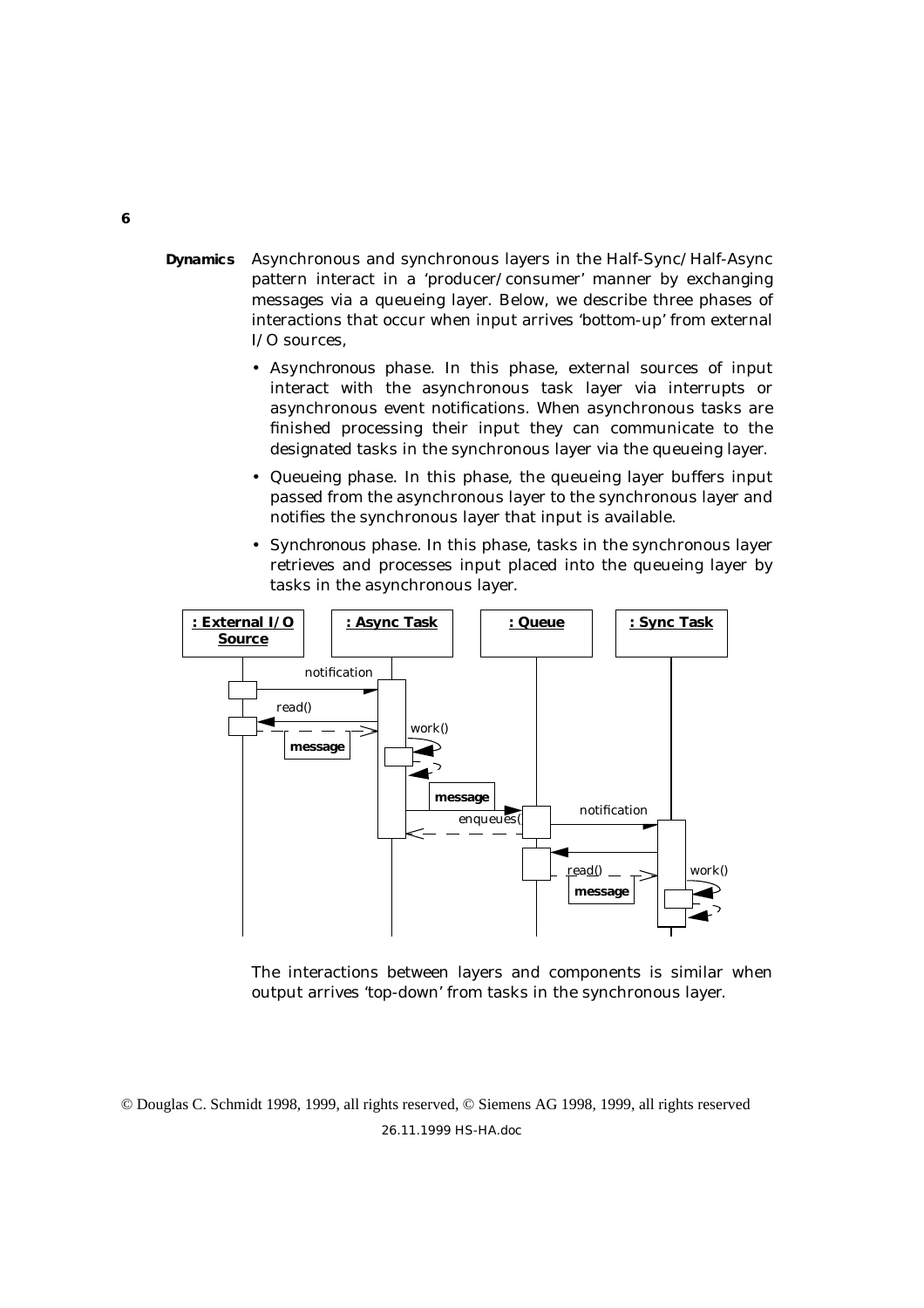**Dynamics** Asynchronous and synchronous layers in the Half-Sync/Half-Async pattern interact in a 'producer/consumer' manner by exchanging messages via a queueing layer. Below, we describe three phases of interactions that occur when input arrives 'bottom-up' from external I/O sources,

- Asynchronous phase. In this phase, external sources of input interact with the asynchronous task layer via interrupts or asynchronous event notifications. When asynchronous tasks are finished processing their input they can communicate to the designated tasks in the synchronous layer via the queueing layer.
- Queueing phase. In this phase, the queueing layer buffers input passed from the asynchronous layer to the synchronous layer and notifies the synchronous layer that input is available.
- Synchronous phase. In this phase, tasks in the synchronous layer retrieves and processes input placed into the queueing layer by tasks in the asynchronous layer.

The interactions between layers and components is similar when output arrives 'top-down' from tasks in the synchronous layer.

© Douglas C. Schmidt 1998, 1999, all rights reserved, © Siemens AG 1998, 1999, all rights reserved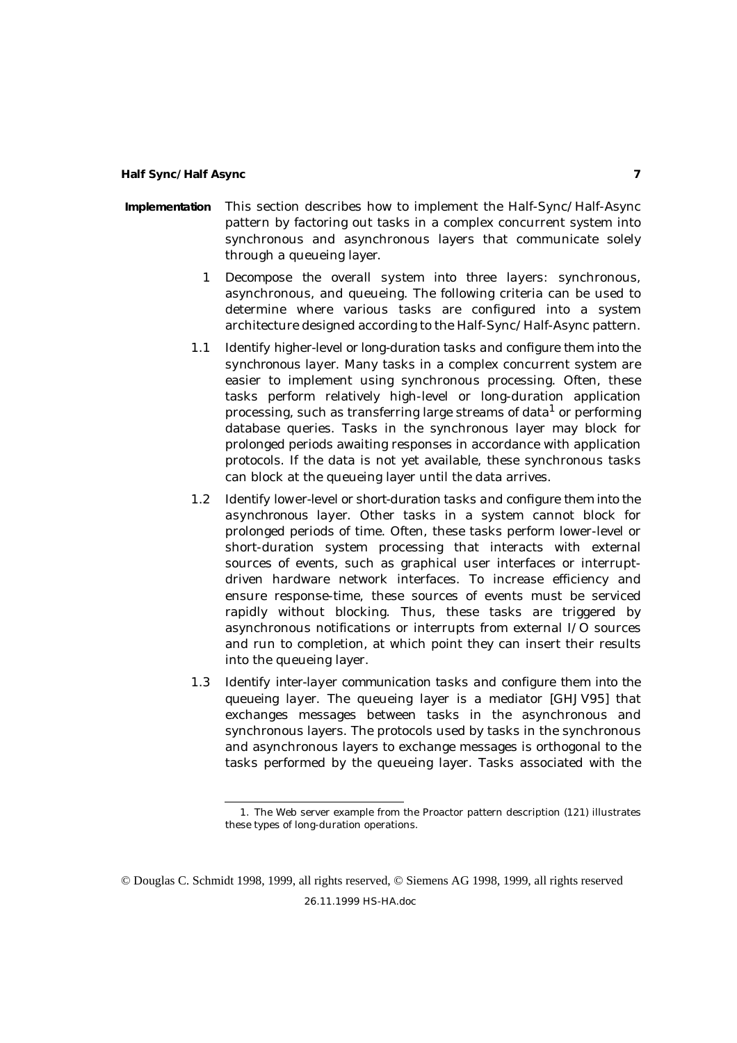**Implementation** This section describes how to implement the Half-Sync/Half-Async pattern by factoring out tasks in a complex concurrent system into synchronous and asynchronous layers that communicate solely through a queueing layer.

1 Decompose the overall system into three layers: synchronous, asynchronous, and queueing. The following criteria can be used to determine where various tasks are configured into a system architecture designed according to the Half-Sync/Half-Async pattern.

1.1 *Identify higher-level or long-duration tasks and configure them into the synchronous layer.* Many tasks in a complex concurrent system are easier to implement using synchronous processing. Often, these tasks perform relatively high-level or long-duration application processing, such as transferring large streams of data[1] or performing database queries. Tasks in the synchronous layer may block for prolonged periods awaiting responses in accordance with application protocols. If the data is not yet available, these synchronous tasks can block at the queueing layer until the data arrives.

1.2 *Identify lower-level or short-duration tasks and configure them into the asynchronous layer.* Other tasks in a system cannot block for prolonged periods of time. Often, these tasks perform lower-level or short-duration system processing that interacts with external sources of events, such as graphical user interfaces or interrupt-driven hardware network interfaces. To increase efficiency and ensure response-time, these sources of events must be serviced rapidly without blocking. Thus, these tasks are triggered by asynchronous notifications or interrupts from external I/O sources and run to completion, at which point they can insert their results into the queueing layer.

1.3 *Identify inter-layer communication tasks and configure them into the queueing layer.* The queueing layer is a mediator [GHJV95] that exchanges messages between tasks in the asynchronous and synchronous layers. The protocols used by tasks in the synchronous and asynchronous layers to exchange messages is orthogonal to the tasks performed by the queueing layer. Tasks associated with the

1. The Web server example from the Proactor pattern description (121) illustrates these types of long-duration operations.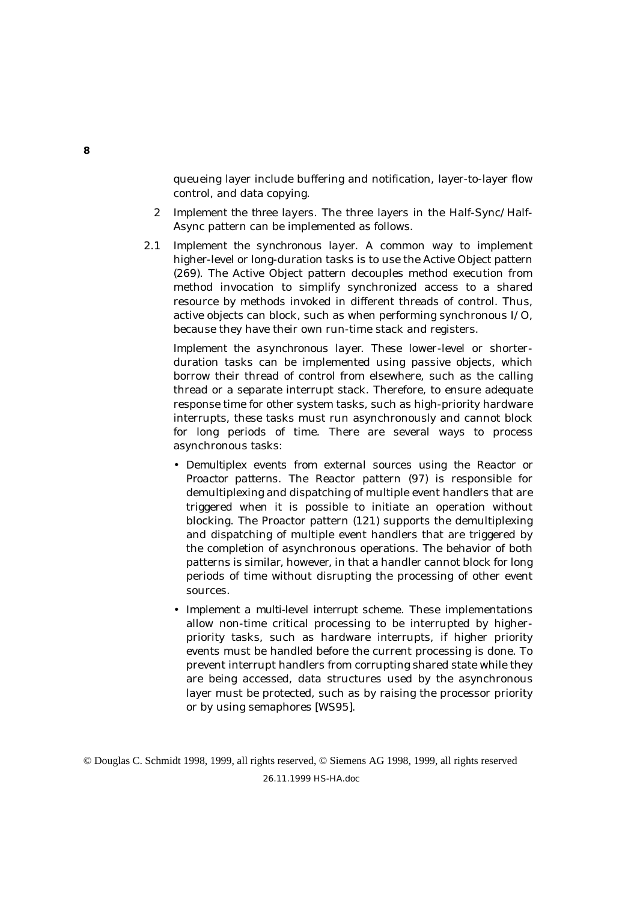queueing layer include buffering and notification, layer-to-layer flow control, and data copying.

2 *Implement the three layers.* The three layers in the Half-Sync/Half-Async pattern can be implemented as follows.

2.1 *Implement the synchronous layer.* A common way to implement higher-level or long-duration tasks is to use the Active Object pattern (269). The Active Object pattern decouples method execution from method invocation to simplify synchronized access to a shared resource by methods invoked in different threads of control. Thus, active objects can block, such as when performing synchronous I/O, because they have their own run-time stack and registers.

*Implement the asynchronous layer.* These lower-level or shorter-duration tasks can be implemented using passive objects, which borrow their thread of control from elsewhere, such as the calling thread or a separate interrupt stack. Therefore, to ensure adequate response time for other system tasks, such as high-priority hardware interrupts, these tasks must run asynchronously and cannot block for long periods of time. There are several ways to process asynchronous tasks:

- *Demultiplex events from external sources using the Reactor or Proactor patterns.* The Reactor pattern (97) is responsible for demultiplexing and dispatching of multiple event handlers that are triggered when it is possible to initiate an operation without blocking. The Proactor pattern (121) supports the demultiplexing and dispatching of multiple event handlers that are triggered by the completion of asynchronous operations. The behavior of both patterns is similar, however, in that a handler cannot block for long periods of time without disrupting the processing of other event sources.
- *Implement a multi-level interrupt scheme.* These implementations allow non-time critical processing to be interrupted by higher-priority tasks, such as hardware interrupts, if higher priority events must be handled before the current processing is done. To prevent interrupt handlers from corrupting shared state while they are being accessed, data structures used by the asynchronous layer must be protected, such as by raising the processor priority or by using semaphores [WS95].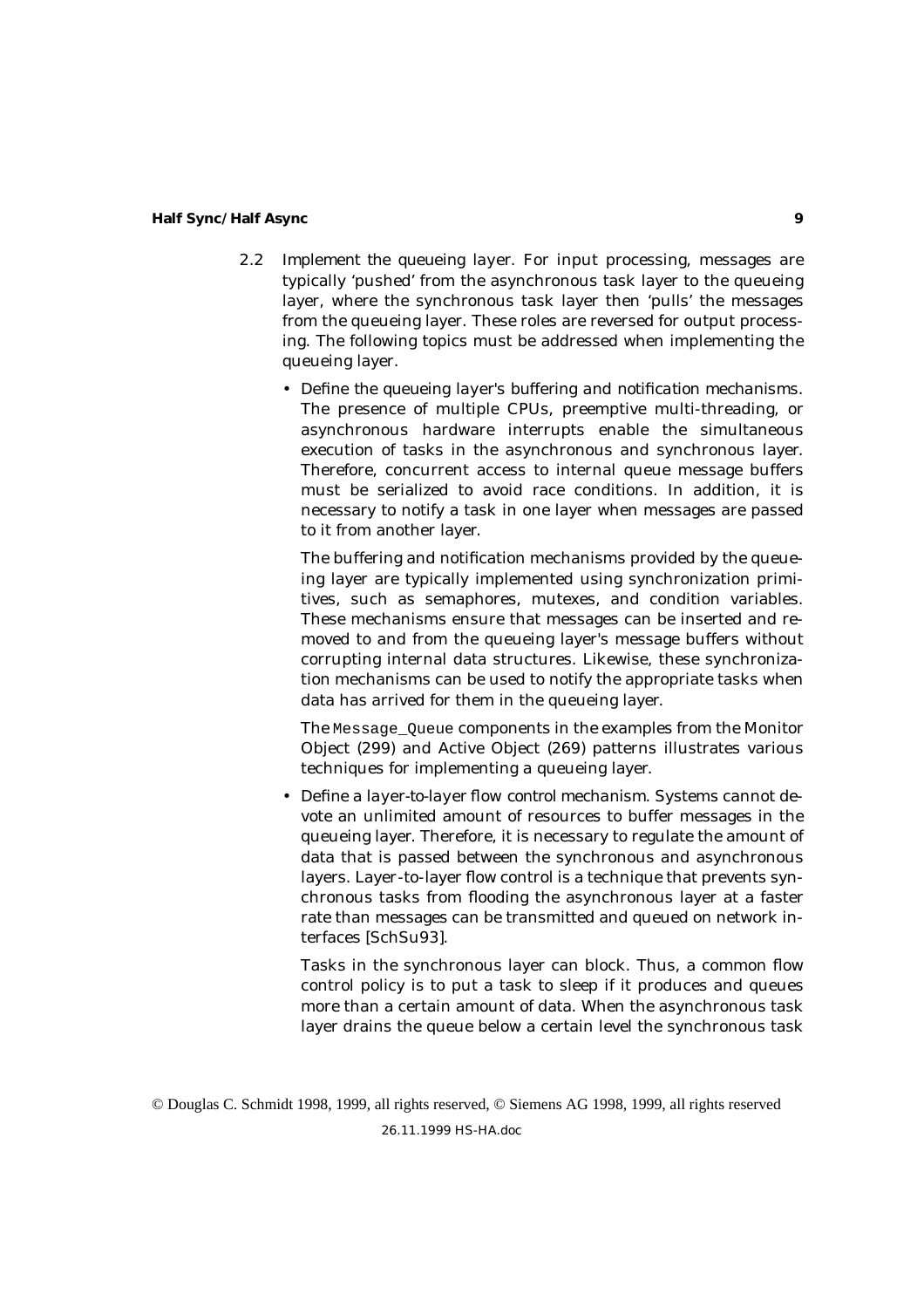2.2 *Implement the queueing layer.* For input processing, messages are typically 'pushed' from the asynchronous task layer to the queueing layer, where the synchronous task layer then 'pulls' the messages from the queueing layer. These roles are reversed for output processing. The following topics must be addressed when implementing the queueing layer.

- *Define the queueing layer's buffering and notification mechanisms.* The presence of multiple CPUs, preemptive multi-threading, or asynchronous hardware interrupts enable the simultaneous execution of tasks in the asynchronous and synchronous layer. Therefore, concurrent access to internal queue message buffers must be serialized to avoid race conditions. In addition, it is necessary to notify a task in one layer when messages are passed to it from another layer.

  The buffering and notification mechanisms provided by the queueing layer are typically implemented using synchronization primitives, such as semaphores, mutexes, and condition variables. These mechanisms ensure that messages can be inserted and removed to and from the queueing layer's message buffers without corrupting internal data structures. Likewise, these synchronization mechanisms can be used to notify the appropriate tasks when data has arrived for them in the queueing layer.

  The `Message_Queue` components in the examples from the Monitor Object (299) and Active Object (269) patterns illustrates various techniques for implementing a queueing layer.

- *Define a layer-to-layer flow control mechanism.* Systems cannot devote an unlimited amount of resources to buffer messages in the queueing layer. Therefore, it is necessary to regulate the amount of data that is passed between the synchronous and asynchronous layers. Layer-to-layer flow control is a technique that prevents synchronous tasks from flooding the asynchronous layer at a faster rate than messages can be transmitted and queued on network interfaces [SchSu93].

  Tasks in the synchronous layer can block. Thus, a common flow control policy is to put a task to sleep if it produces and queues more than a certain amount of data. When the asynchronous task layer drains the queue below a certain level the synchronous task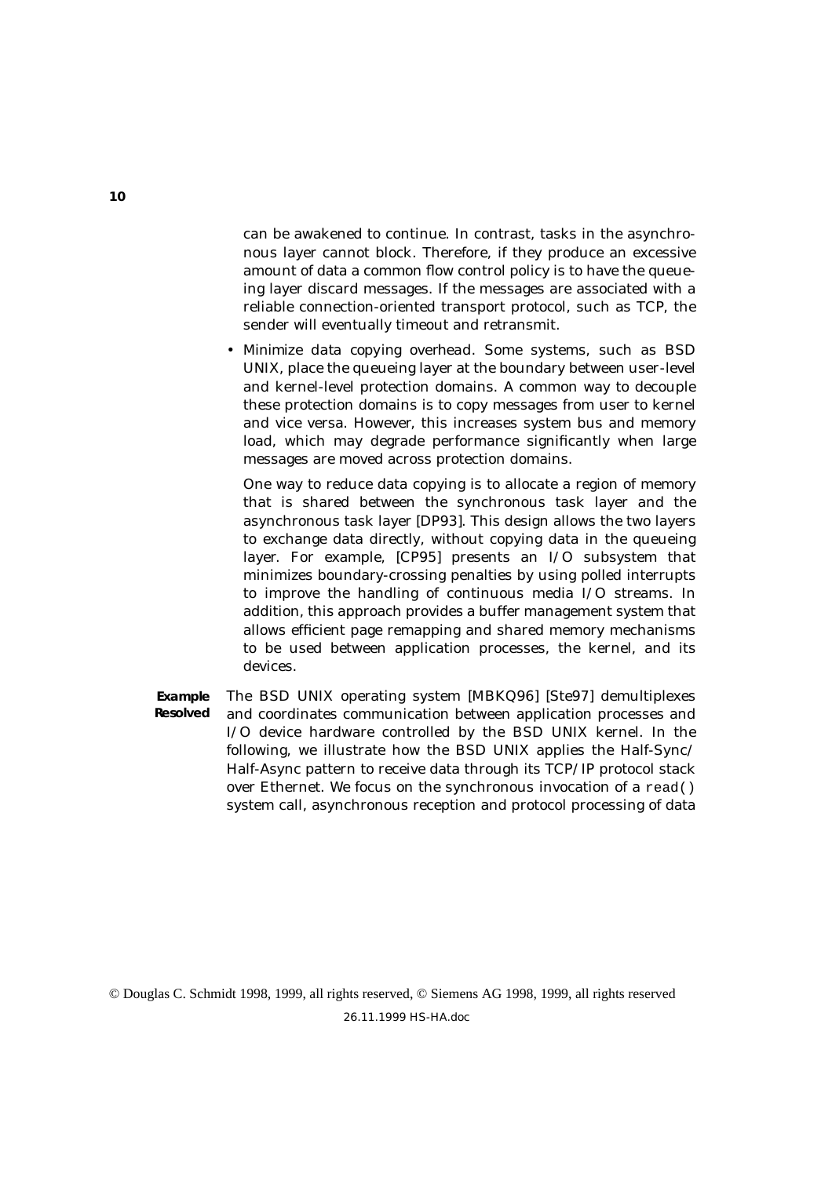can be awakened to continue. In contrast, tasks in the asynchronous layer cannot block. Therefore, if they produce an excessive amount of data a common flow control policy is to have the queueing layer discard messages. If the messages are associated with a reliable connection-oriented transport protocol, such as TCP, the sender will eventually timeout and retransmit.

- Minimize data copying overhead. Some systems, such as BSD UNIX, place the queueing layer at the boundary between user-level and kernel-level protection domains. A common way to decouple these protection domains is to copy messages from user to kernel and vice versa. However, this increases system bus and memory load, which may degrade performance significantly when large messages are moved across protection domains.

  One way to reduce data copying is to allocate a region of memory that is shared between the synchronous task layer and the asynchronous task layer [DP93]. This design allows the two layers to exchange data directly, without copying data in the queueing layer. For example, [CP95] presents an I/O subsystem that minimizes boundary-crossing penalties by using polled interrupts to improve the handling of continuous media I/O streams. In addition, this approach provides a buffer management system that allows efficient page remapping and shared memory mechanisms to be used between application processes, the kernel, and its devices.

**Example Resolved** The BSD UNIX operating system [MBKQ96] [Ste97] demultiplexes and coordinates communication between application processes and I/O device hardware controlled by the BSD UNIX kernel. In the following, we illustrate how the BSD UNIX applies the Half-Sync/Half-Async pattern to receive data through its TCP/IP protocol stack over Ethernet. We focus on the synchronous invocation of a `read()` system call, asynchronous reception and protocol processing of data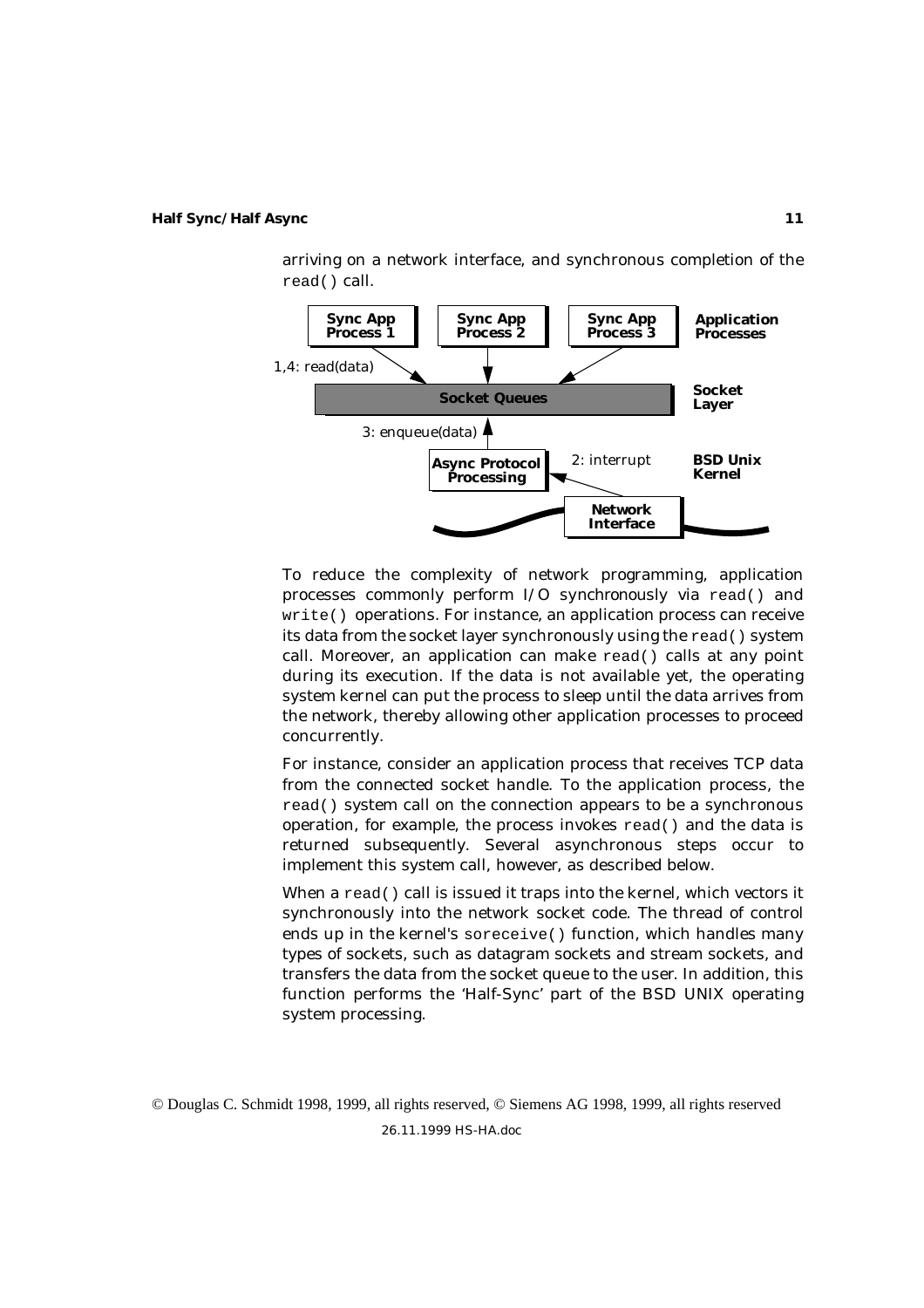arriving on a network interface, and synchronous completion of the `read()` call.

To reduce the complexity of network programming, application processes commonly perform I/O synchronously via `read()` and `write()` operations. For instance, an application process can receive its data from the socket layer synchronously using the `read()` system call. Moreover, an application can make `read()` calls at any point during its execution. If the data is not available yet, the operating system kernel can put the process to sleep until the data arrives from the network, thereby allowing other application processes to proceed concurrently.

For instance, consider an application process that receives TCP data from the connected socket handle. To the application process, the `read()` system call on the connection appears to be a synchronous operation, for example, the process invokes `read()` and the data is returned subsequently. Several asynchronous steps occur to implement this system call, however, as described below.

When a `read()` call is issued it traps into the kernel, which vectors it synchronously into the network socket code. The thread of control ends up in the kernel's `soreceive()` function, which handles many types of sockets, such as datagram sockets and stream sockets, and transfers the data from the socket queue to the user. In addition, this function performs the 'Half-Sync' part of the BSD UNIX operating system processing.

© Douglas C. Schmidt 1998, 1999, all rights reserved, © Siemens AG 1998, 1999, all rights reserved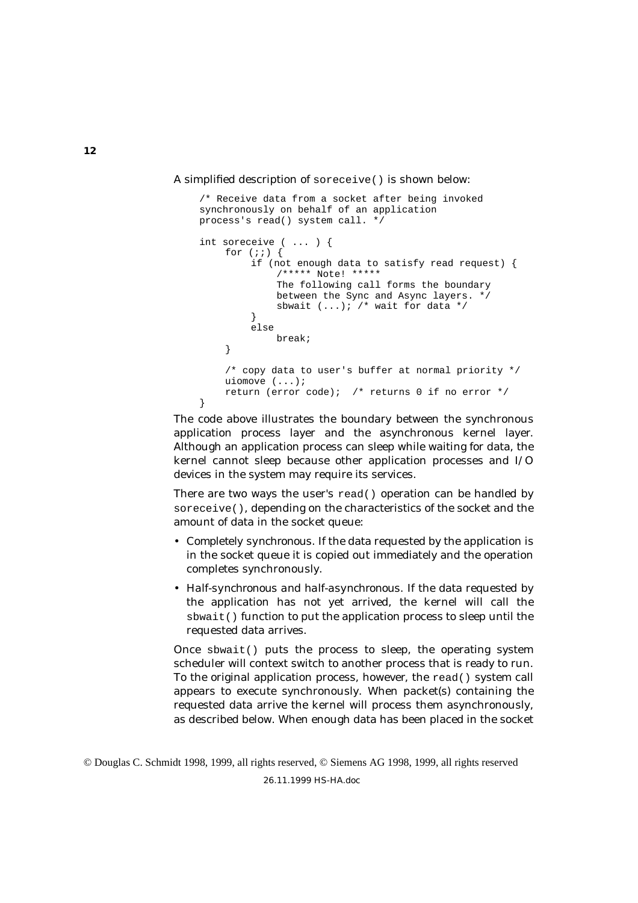A simplified description of `soreceive()` is shown below:

```
/* Receive data from a socket after being invoked
synchronously on behalf of an application
process's read() system call. */

int soreceive ( ... ) {
     for (;;) {
          if (not enough data to satisfy read request) {
               /***** Note! *****
               The following call forms the boundary
               between the Sync and Async layers. */
               sbwait (...); /* wait for data */
          }
          else
               break;
     }

     /* copy data to user's buffer at normal priority */
     uiomove (...);
     return (error code);  /* returns 0 if no error */
}
```

The code above illustrates the boundary between the synchronous application process layer and the asynchronous kernel layer. Although an application process can sleep while waiting for data, the kernel cannot sleep because other application processes and I/O devices in the system may require its services.

There are two ways the user's `read()` operation can be handled by `soreceive()`, depending on the characteristics of the socket and the amount of data in the socket queue:

- *Completely synchronous.* If the data requested by the application is in the socket queue it is copied out immediately and the operation completes synchronously.
- *Half-synchronous and half-asynchronous.* If the data requested by the application has not yet arrived, the kernel will call the `sbwait()` function to put the application process to sleep until the requested data arrives.

Once `sbwait()` puts the process to sleep, the operating system scheduler will context switch to another process that is ready to run. To the original application process, however, the `read()` system call appears to execute synchronously. When packet(s) containing the requested data arrive the kernel will process them asynchronously, as described below. When enough data has been placed in the socket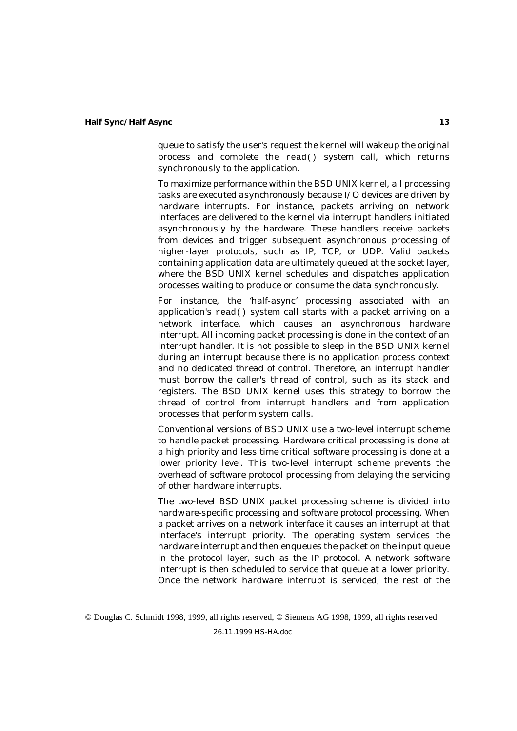queue to satisfy the user's request the kernel will wakeup the original process and complete the `read()` system call, which returns synchronously to the application.

To maximize performance within the BSD UNIX kernel, all processing tasks are executed asynchronously because I/O devices are driven by hardware interrupts. For instance, packets arriving on network interfaces are delivered to the kernel via interrupt handlers initiated asynchronously by the hardware. These handlers receive packets from devices and trigger subsequent asynchronous processing of higher-layer protocols, such as IP, TCP, or UDP. Valid packets containing application data are ultimately queued at the socket layer, where the BSD UNIX kernel schedules and dispatches application processes waiting to produce or consume the data synchronously.

For instance, the 'half-async' processing associated with an application's `read()` system call starts with a packet arriving on a network interface, which causes an asynchronous hardware interrupt. All incoming packet processing is done in the context of an interrupt handler. It is not possible to sleep in the BSD UNIX kernel during an interrupt because there is no application process context and no dedicated thread of control. Therefore, an interrupt handler must borrow the caller's thread of control, such as its stack and registers. The BSD UNIX kernel uses this strategy to borrow the thread of control from interrupt handlers and from application processes that perform system calls.

Conventional versions of BSD UNIX use a two-level interrupt scheme to handle packet processing. Hardware critical processing is done at a high priority and less time critical software processing is done at a lower priority level. This two-level interrupt scheme prevents the overhead of software protocol processing from delaying the servicing of other hardware interrupts.

The two-level BSD UNIX packet processing scheme is divided into *hardware-specific processing* and *software protocol processing*. When a packet arrives on a network interface it causes an interrupt at that interface's interrupt priority. The operating system services the hardware interrupt and then enqueues the packet on the input queue in the protocol layer, such as the IP protocol. A network software interrupt is then scheduled to service that queue at a lower priority. Once the network hardware interrupt is serviced, the rest of the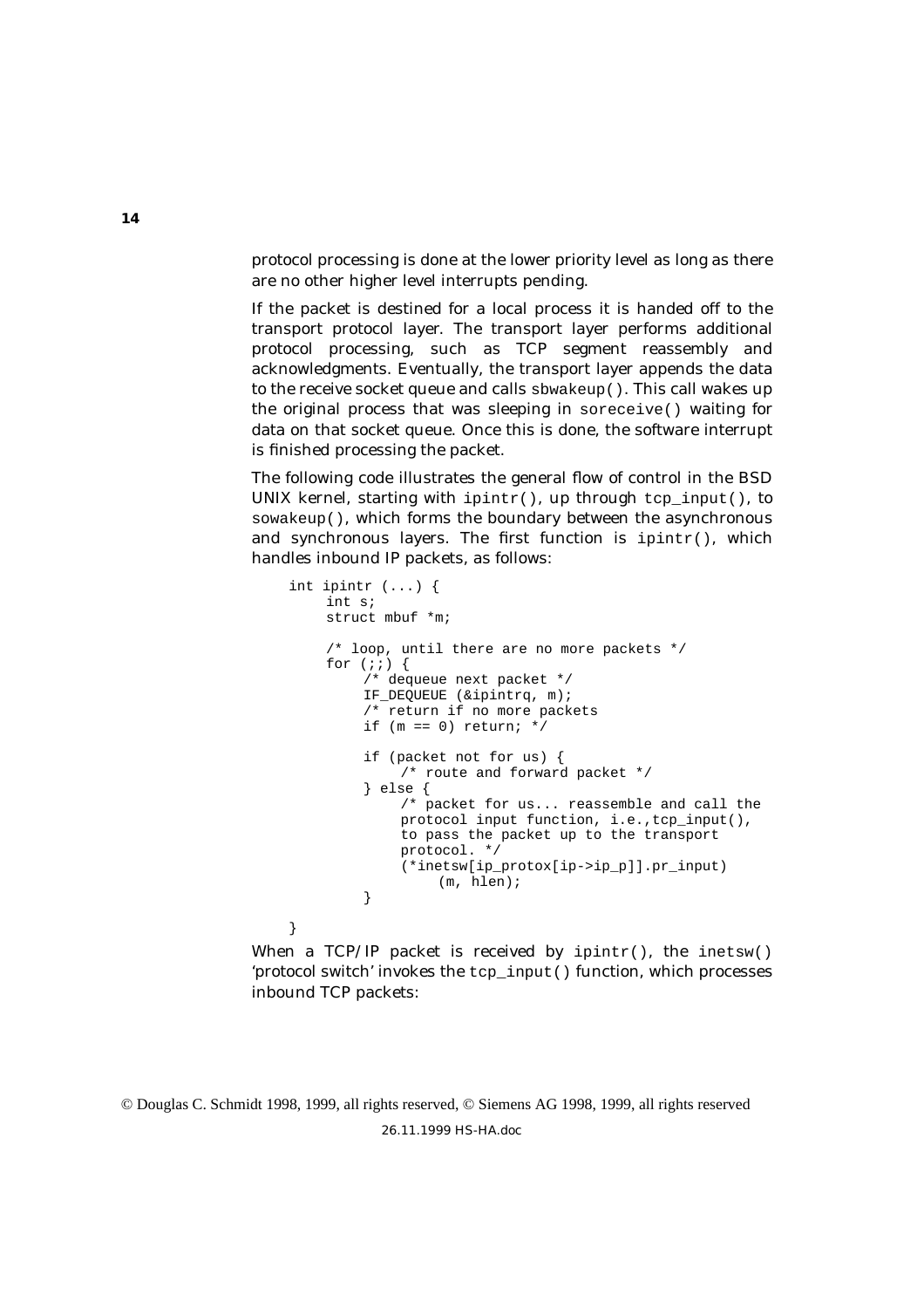protocol processing is done at the lower priority level as long as there are no other higher level interrupts pending.

If the packet is destined for a local process it is handed off to the transport protocol layer. The transport layer performs additional protocol processing, such as TCP segment reassembly and acknowledgments. Eventually, the transport layer appends the data to the receive socket queue and calls sbwakeup(). This call wakes up the original process that was sleeping in soreceive() waiting for data on that socket queue. Once this is done, the software interrupt is finished processing the packet.

The following code illustrates the general flow of control in the BSD UNIX kernel, starting with ipintr(), up through tcp_input(), to sowakeup(), which forms the boundary between the asynchronous and synchronous layers. The first function is ipintr(), which handles inbound IP packets, as follows:

```
int ipintr (...) {
     int s;
     struct mbuf *m;

     /* loop, until there are no more packets */
     for (;;) {
          /* dequeue next packet */
          IF_DEQUEUE (&ipintrq, m);
          /* return if no more packets
          if (m == 0) return; */

          if (packet not for us) {
               /* route and forward packet */
          } else {
               /* packet for us... reassemble and call the
               protocol input function, i.e.,tcp_input(),
               to pass the packet up to the transport
               protocol. */
               (*inetsw[ip_protox[ip->ip_p]].pr_input)
                    (m, hlen);
          }

}
```

When a TCP/IP packet is received by ipintr(), the inetsw() 'protocol switch' invokes the tcp_input() function, which processes inbound TCP packets: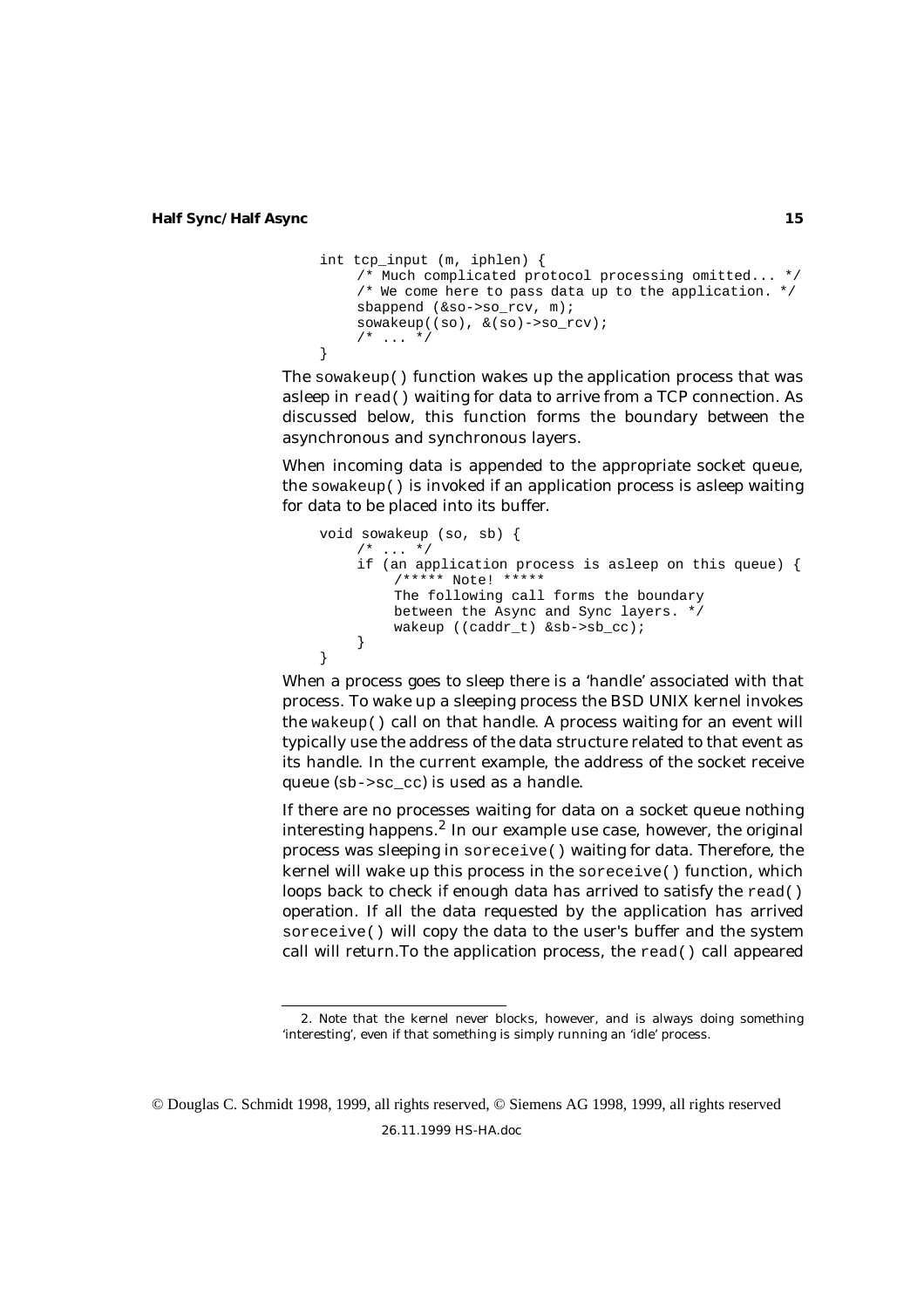```
int tcp_input (m, iphlen) {
     /* Much complicated protocol processing omitted... */
     /* We come here to pass data up to the application. */
     sbappend (&so->so_rcv, m);
     sowakeup((so), &(so)->so_rcv);
     /* ... */
}
```

The `sowakeup()` function wakes up the application process that was asleep in `read()` waiting for data to arrive from a TCP connection. As discussed below, this function forms the boundary between the asynchronous and synchronous layers.

When incoming data is appended to the appropriate socket queue, the `sowakeup()` is invoked if an application process is asleep waiting for data to be placed into its buffer.

```
void sowakeup (so, sb) {
     /* ... */
     if (an application process is asleep on this queue) {
          /***** Note! *****
          The following call forms the boundary
          between the Async and Sync layers. */
          wakeup ((caddr_t) &sb->sb_cc);
     }
}
```

When a process goes to sleep there is a 'handle' associated with that process. To wake up a sleeping process the BSD UNIX kernel invokes the `wakeup()` call on that handle. A process waiting for an event will typically use the address of the data structure related to that event as its handle. In the current example, the address of the socket receive queue (`sb->sc_cc`) is used as a handle.

If there are no processes waiting for data on a socket queue nothing interesting happens.[2] In our example use case, however, the original process was sleeping in `soreceive()` waiting for data. Therefore, the kernel will wake up this process in the `soreceive()` function, which loops back to check if enough data has arrived to satisfy the `read()` operation. If all the data requested by the application has arrived `soreceive()` will copy the data to the user's buffer and the system call will return.To the application process, the `read()` call appeared

---

2. Note that the kernel never blocks, however, and is always doing something 'interesting', even if that something is simply running an 'idle' process.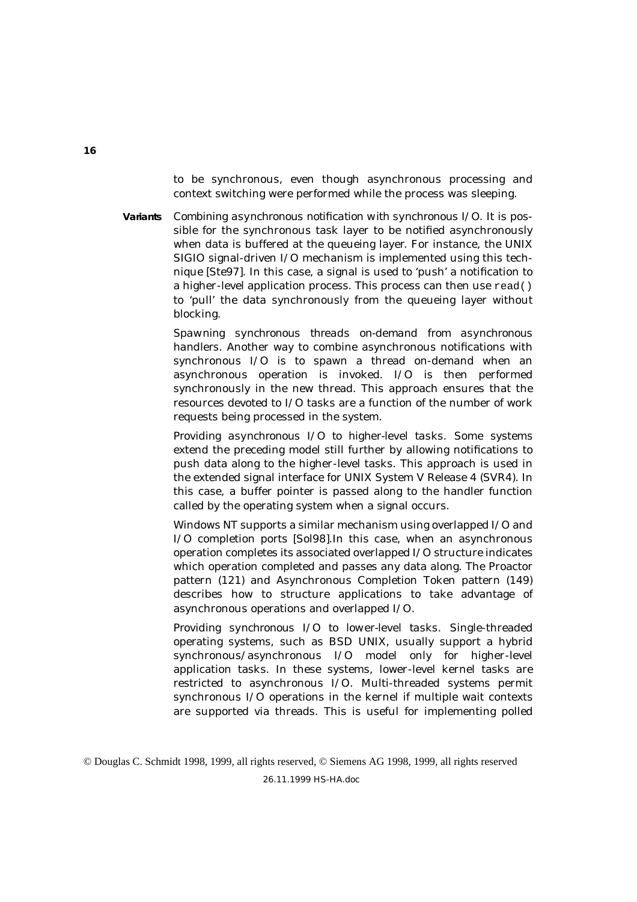to be synchronous, even though asynchronous processing and context switching were performed while the process was sleeping.

**Variants** *Combining asynchronous notification with synchronous I/O.* It is possible for the synchronous task layer to be notified asynchronously when data is buffered at the queueing layer. For instance, the UNIX SIGIO signal-driven I/O mechanism is implemented using this technique [Ste97]. In this case, a signal is used to 'push' a notification to a higher-level application process. This process can then use `read()` to 'pull' the data synchronously from the queueing layer without blocking.

*Spawning synchronous threads on-demand from asynchronous handlers.* Another way to combine asynchronous notifications with synchronous I/O is to spawn a thread on-demand when an asynchronous operation is invoked. I/O is then performed synchronously in the new thread. This approach ensures that the resources devoted to I/O tasks are a function of the number of work requests being processed in the system.

*Providing asynchronous I/O to higher-level tasks.* Some systems extend the preceding model still further by allowing notifications to push data along to the higher-level tasks. This approach is used in the extended signal interface for UNIX System V Release 4 (SVR4). In this case, a buffer pointer is passed along to the handler function called by the operating system when a signal occurs.

Windows NT supports a similar mechanism using overlapped I/O and I/O completion ports [Sol98].In this case, when an asynchronous operation completes its associated overlapped I/O structure indicates which operation completed and passes any data along. The Proactor pattern (121) and Asynchronous Completion Token pattern (149) describes how to structure applications to take advantage of asynchronous operations and overlapped I/O.

*Providing synchronous I/O to lower-level tasks.* Single-threaded operating systems, such as BSD UNIX, usually support a hybrid synchronous/asynchronous I/O model only for higher-level application tasks. In these systems, lower-level kernel tasks are restricted to asynchronous I/O. Multi-threaded systems permit synchronous I/O operations in the kernel if multiple wait contexts are supported via threads. This is useful for implementing polled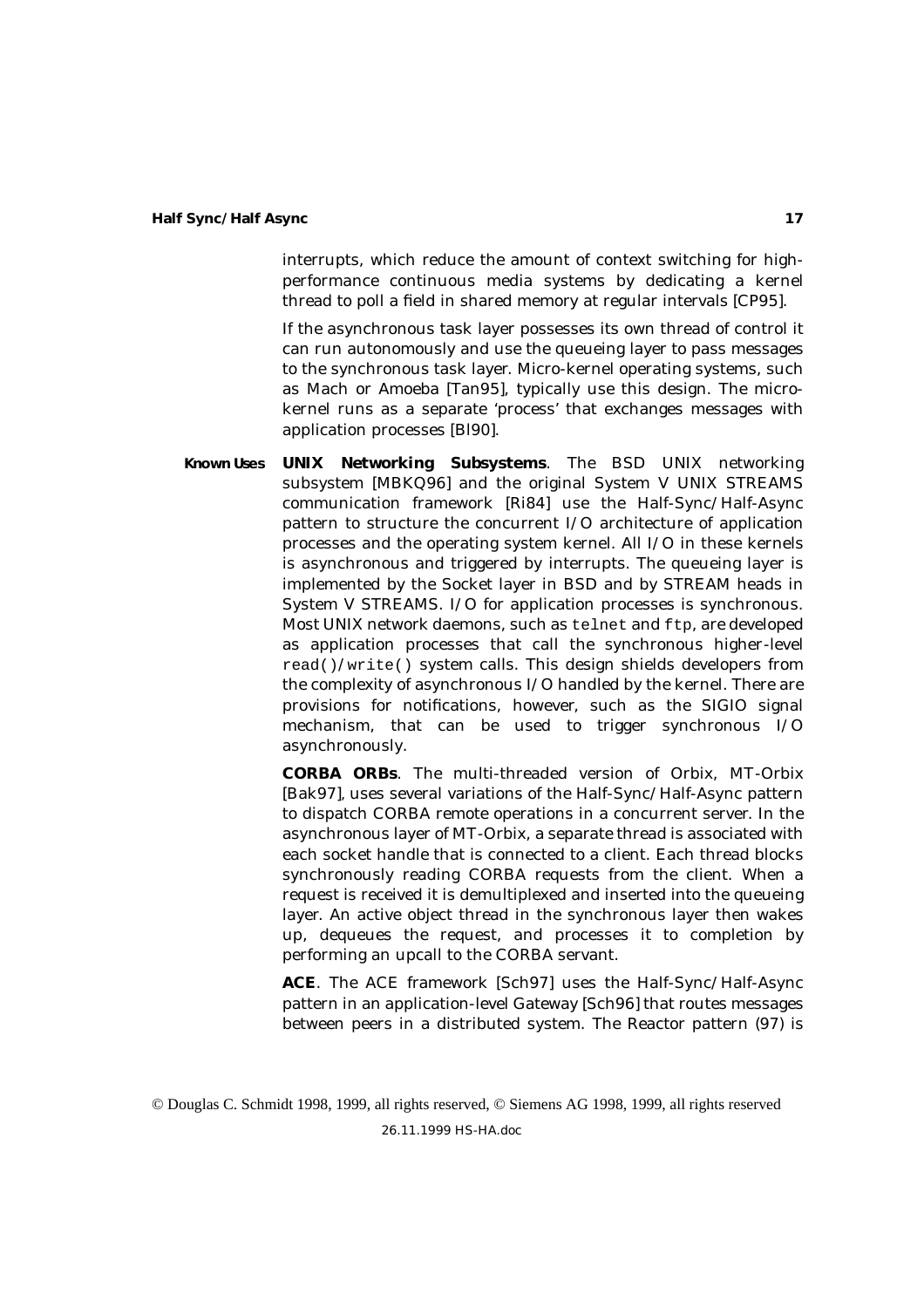interrupts, which reduce the amount of context switching for high-performance continuous media systems by dedicating a kernel thread to poll a field in shared memory at regular intervals [CP95].

If the asynchronous task layer possesses its own thread of control it can run autonomously and use the queueing layer to pass messages to the synchronous task layer. Micro-kernel operating systems, such as Mach or Amoeba [Tan95], typically use this design. The micro-kernel runs as a separate 'process' that exchanges messages with application processes [Bl90].

**Known Uses** **UNIX Networking Subsystems**. The BSD UNIX networking subsystem [MBKQ96] and the original System V UNIX STREAMS communication framework [Ri84] use the Half-Sync/Half-Async pattern to structure the concurrent I/O architecture of application processes and the operating system kernel. All I/O in these kernels is asynchronous and triggered by interrupts. The queueing layer is implemented by the Socket layer in BSD and by STREAM heads in System V STREAMS. I/O for application processes is synchronous. Most UNIX network daemons, such as `telnet` and `ftp`, are developed as application processes that call the synchronous higher-level `read()`/`write()` system calls. This design shields developers from the complexity of asynchronous I/O handled by the kernel. There are provisions for notifications, however, such as the SIGIO signal mechanism, that can be used to trigger synchronous I/O asynchronously.

**CORBA ORBs**. The multi-threaded version of Orbix, MT-Orbix [Bak97], uses several variations of the Half-Sync/Half-Async pattern to dispatch CORBA remote operations in a concurrent server. In the asynchronous layer of MT-Orbix, a separate thread is associated with each socket handle that is connected to a client. Each thread blocks synchronously reading CORBA requests from the client. When a request is received it is demultiplexed and inserted into the queueing layer. An active object thread in the synchronous layer then wakes up, dequeues the request, and processes it to completion by performing an upcall to the CORBA servant.

**ACE**. The ACE framework [Sch97] uses the Half-Sync/Half-Async pattern in an application-level Gateway [Sch96] that routes messages between peers in a distributed system. The Reactor pattern (97) is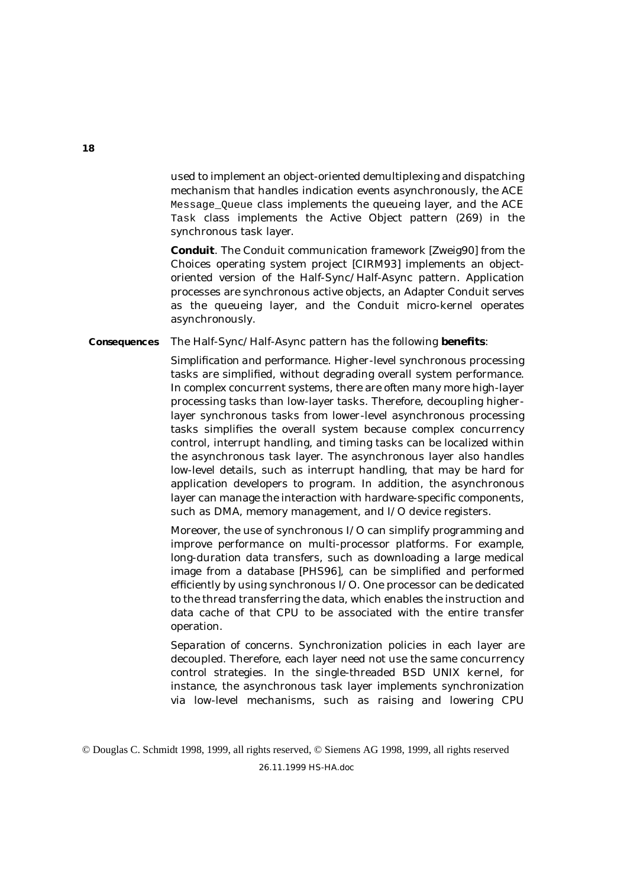used to implement an object-oriented demultiplexing and dispatching mechanism that handles indication events asynchronously, the ACE `Message_Queue` class implements the queueing layer, and the ACE `Task` class implements the Active Object pattern (269) in the synchronous task layer.

**Conduit**. The Conduit communication framework [Zweig90] from the Choices operating system project [CIRM93] implements an object-oriented version of the Half-Sync/Half-Async pattern. Application processes are synchronous active objects, an Adapter Conduit serves as the queueing layer, and the Conduit micro-kernel operates asynchronously.

**Consequences** The Half-Sync/Half-Async pattern has the following **benefits**:

*Simplification and performance.* Higher-level synchronous processing tasks are simplified, without degrading overall system performance. In complex concurrent systems, there are often many more high-layer processing tasks than low-layer tasks. Therefore, decoupling higher-layer synchronous tasks from lower-level asynchronous processing tasks simplifies the overall system because complex concurrency control, interrupt handling, and timing tasks can be localized within the asynchronous task layer. The asynchronous layer also handles low-level details, such as interrupt handling, that may be hard for application developers to program. In addition, the asynchronous layer can manage the interaction with hardware-specific components, such as DMA, memory management, and I/O device registers.

Moreover, the use of synchronous I/O can simplify programming and improve performance on multi-processor platforms. For example, long-duration data transfers, such as downloading a large medical image from a database [PHS96], can be simplified and performed efficiently by using synchronous I/O. One processor can be dedicated to the thread transferring the data, which enables the instruction and data cache of that CPU to be associated with the entire transfer operation.

*Separation of concerns.* Synchronization policies in each layer are decoupled. Therefore, each layer need not use the same concurrency control strategies. In the single-threaded BSD UNIX kernel, for instance, the asynchronous task layer implements synchronization via low-level mechanisms, such as raising and lowering CPU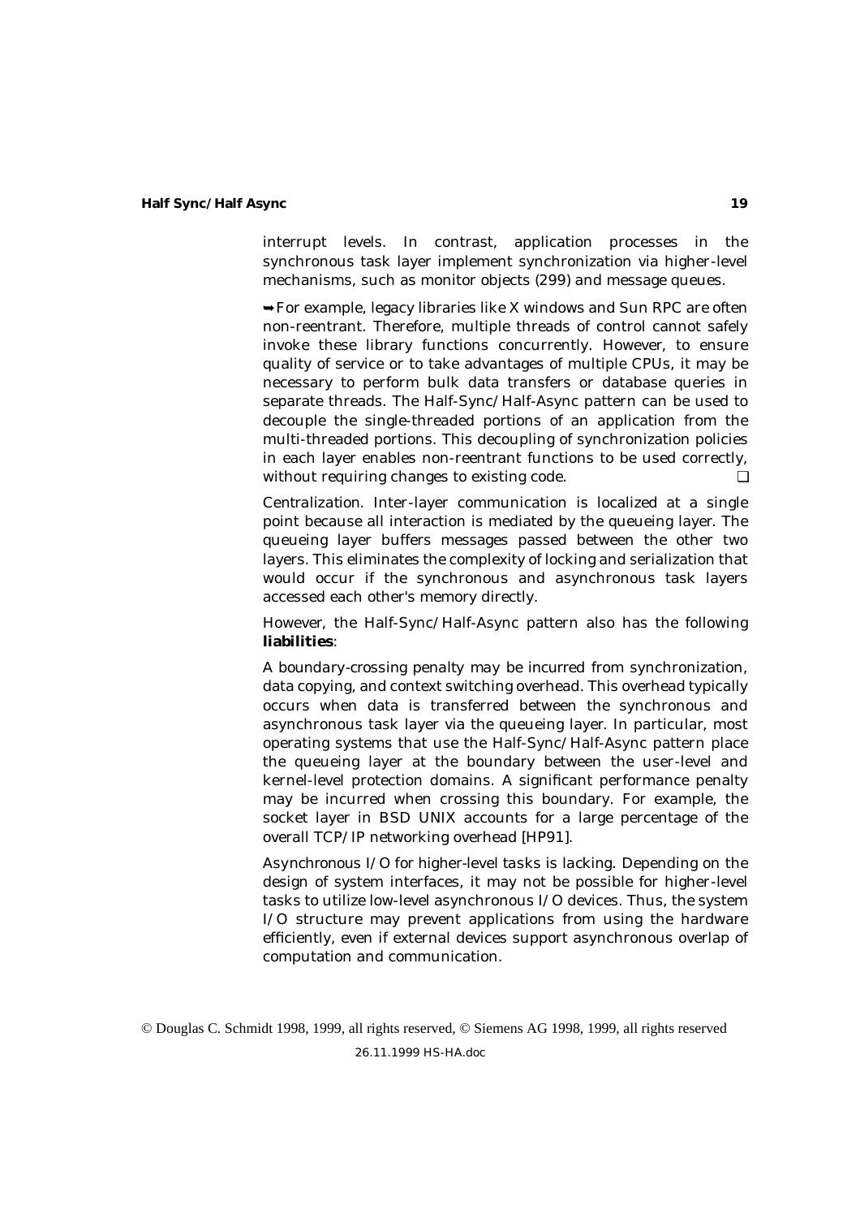interrupt levels. In contrast, application processes in the synchronous task layer implement synchronization via higher-level mechanisms, such as monitor objects (299) and message queues.

➥ For example, legacy libraries like X windows and Sun RPC are often non-reentrant. Therefore, multiple threads of control cannot safely invoke these library functions concurrently. However, to ensure quality of service or to take advantages of multiple CPUs, it may be necessary to perform bulk data transfers or database queries in separate threads. The Half-Sync/Half-Async pattern can be used to decouple the single-threaded portions of an application from the multi-threaded portions. This decoupling of synchronization policies in each layer enables non-reentrant functions to be used correctly, without requiring changes to existing code. ❑

*Centralization.* Inter-layer communication is localized at a single point because all interaction is mediated by the queueing layer. The queueing layer buffers messages passed between the other two layers. This eliminates the complexity of locking and serialization that would occur if the synchronous and asynchronous task layers accessed each other's memory directly.

However, the Half-Sync/Half-Async pattern also has the following **liabilities**:

*A boundary-crossing penalty may be incurred* from synchronization, data copying, and context switching overhead. This overhead typically occurs when data is transferred between the synchronous and asynchronous task layer via the queueing layer. In particular, most operating systems that use the Half-Sync/Half-Async pattern place the queueing layer at the boundary between the user-level and kernel-level protection domains. A significant performance penalty may be incurred when crossing this boundary. For example, the socket layer in BSD UNIX accounts for a large percentage of the overall TCP/IP networking overhead [HP91].

*Asynchronous I/O for higher-level tasks is lacking.* Depending on the design of system interfaces, it may not be possible for higher-level tasks to utilize low-level asynchronous I/O devices. Thus, the system I/O structure may prevent applications from using the hardware efficiently, even if external devices support asynchronous overlap of computation and communication.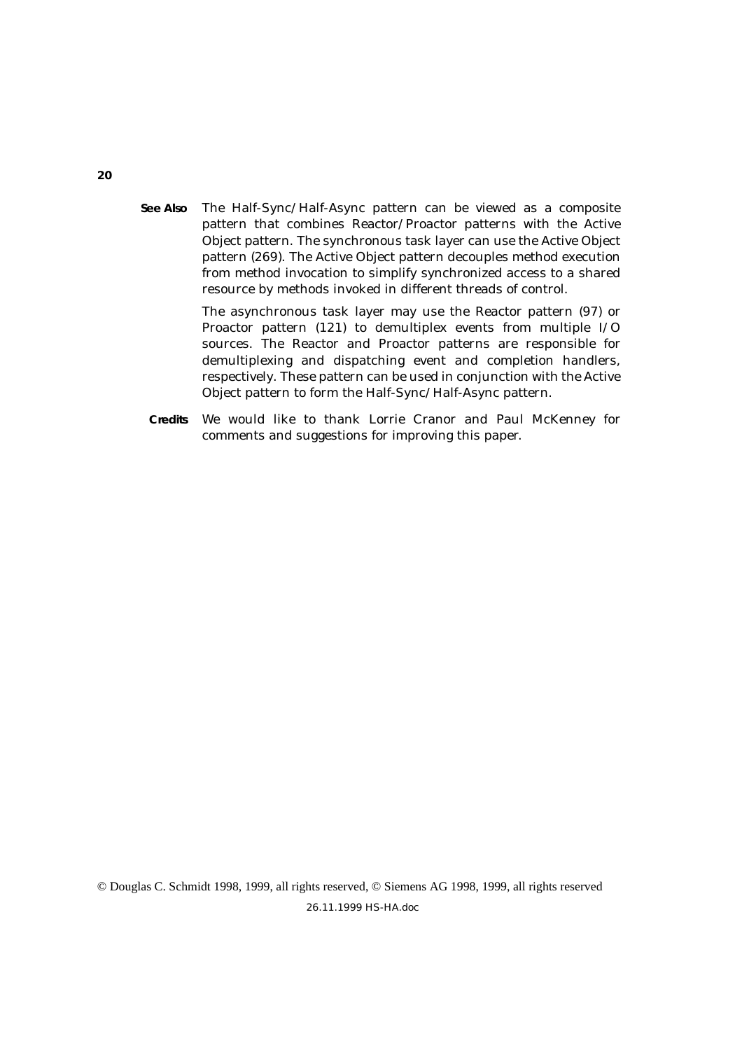**See Also** The Half-Sync/Half-Async pattern can be viewed as a composite pattern that combines Reactor/Proactor patterns with the Active Object pattern. The synchronous task layer can use the Active Object pattern (269). The Active Object pattern decouples method execution from method invocation to simplify synchronized access to a shared resource by methods invoked in different threads of control.

The asynchronous task layer may use the Reactor pattern (97) or Proactor pattern (121) to demultiplex events from multiple I/O sources. The Reactor and Proactor patterns are responsible for demultiplexing and dispatching event and completion handlers, respectively. These pattern can be used in conjunction with the Active Object pattern to form the Half-Sync/Half-Async pattern.

**Credits** We would like to thank Lorrie Cranor and Paul McKenney for comments and suggestions for improving this paper.